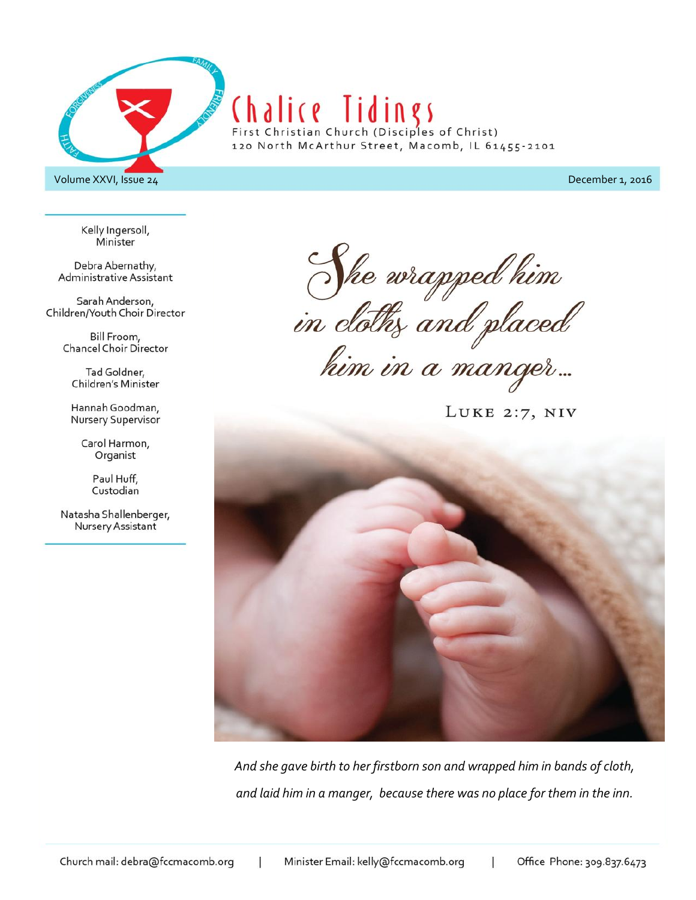# Chalice Tidings

First Christian Church (Disciples of Christ)
120 North McArthur Street, Macomb, IL 61455-2101

Volume XXVI, Issue 24 | December 1, 2016

Kelly Ingersoll,
Minister

Debra Abernathy,
Administrative Assistant

Sarah Anderson,
Children/Youth Choir Director

Bill Froom,
Chancel Choir Director

Tad Goldner,
Children's Minister

Hannah Goodman,
Nursery Supervisor

Carol Harmon,
Organist

Paul Huff,
Custodian

Natasha Shallenberger,
Nursery Assistant

*She wrapped him in cloths and placed him in a manger...*

LUKE 2:7, NIV

*And she gave birth to her firstborn son and wrapped him in bands of cloth, and laid him in a manger, because there was no place for them in the inn.*

Church mail: debra@fccmacomb.org | Minister Email: kelly@fccmacomb.org | Office Phone: 309.837.6473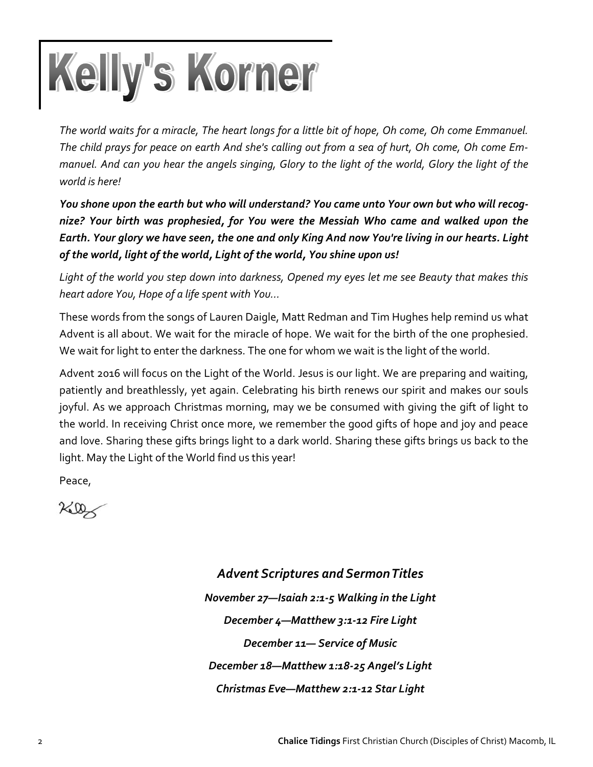# Kelly's Korner

*The world waits for a miracle, The heart longs for a little bit of hope, Oh come, Oh come Emmanuel. The child prays for peace on earth And she's calling out from a sea of hurt, Oh come, Oh come Emmanuel. And can you hear the angels singing, Glory to the light of the world, Glory the light of the world is here!*

***You shone upon the earth but who will understand? You came unto Your own but who will recognize? Your birth was prophesied, for You were the Messiah Who came and walked upon the Earth. Your glory we have seen, the one and only King And now You're living in our hearts. Light of the world, light of the world, Light of the world, You shine upon us!***

*Light of the world you step down into darkness, Opened my eyes let me see Beauty that makes this heart adore You, Hope of a life spent with You...*

These words from the songs of Lauren Daigle, Matt Redman and Tim Hughes help remind us what Advent is all about. We wait for the miracle of hope. We wait for the birth of the one prophesied. We wait for light to enter the darkness. The one for whom we wait is the light of the world.

Advent 2016 will focus on the Light of the World. Jesus is our light. We are preparing and waiting, patiently and breathlessly, yet again. Celebrating his birth renews our spirit and makes our souls joyful. As we approach Christmas morning, may we be consumed with giving the gift of light to the world. In receiving Christ once more, we remember the good gifts of hope and joy and peace and love. Sharing these gifts brings light to a dark world. Sharing these gifts brings us back to the light. May the Light of the World find us this year!

Peace,

Kelly

***Advent Scriptures and Sermon Titles***

***November 27—Isaiah 2:1-5 Walking in the Light***

***December 4—Matthew 3:1-12 Fire Light***

***December 11— Service of Music***

***December 18—Matthew 1:18-25 Angel's Light***

***Christmas Eve—Matthew 2:1-12 Star Light***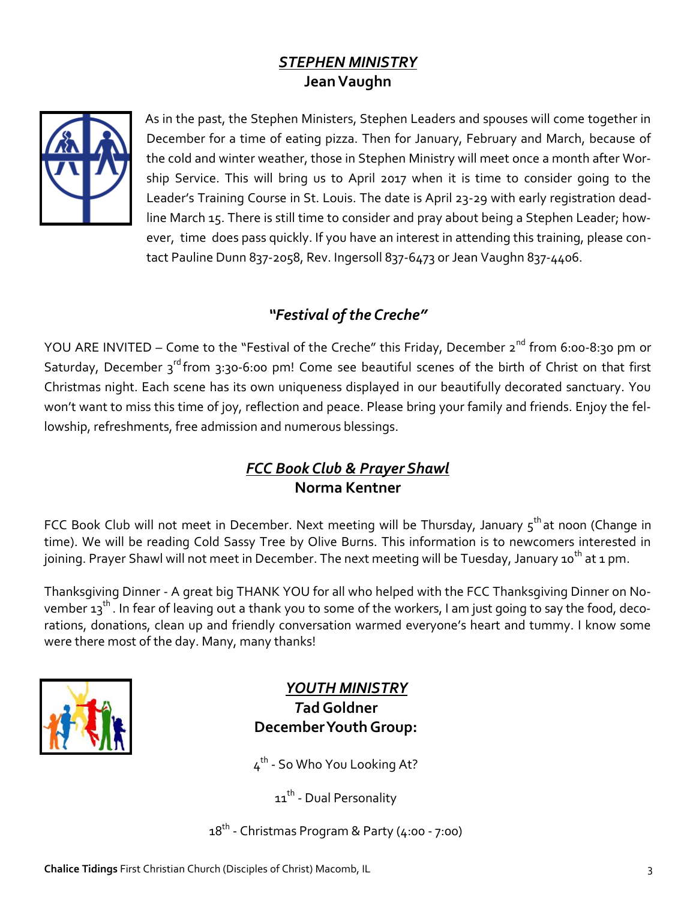## *STEPHEN MINISTRY*

**Jean Vaughn**

As in the past, the Stephen Ministers, Stephen Leaders and spouses will come together in December for a time of eating pizza. Then for January, February and March, because of the cold and winter weather, those in Stephen Ministry will meet once a month after Worship Service. This will bring us to April 2017 when it is time to consider going to the Leader's Training Course in St. Louis. The date is April 23-29 with early registration deadline March 15. There is still time to consider and pray about being a Stephen Leader; however, time does pass quickly. If you have an interest in attending this training, please contact Pauline Dunn 837-2058, Rev. Ingersoll 837-6473 or Jean Vaughn 837-4406.

## *"Festival of the Creche"*

YOU ARE INVITED – Come to the "Festival of the Creche" this Friday, December 2nd from 6:00-8:30 pm or Saturday, December 3rd from 3:30-6:00 pm! Come see beautiful scenes of the birth of Christ on that first Christmas night. Each scene has its own uniqueness displayed in our beautifully decorated sanctuary. You won't want to miss this time of joy, reflection and peace. Please bring your family and friends. Enjoy the fellowship, refreshments, free admission and numerous blessings.

## *FCC Book Club & Prayer Shawl*

**Norma Kentner**

FCC Book Club will not meet in December. Next meeting will be Thursday, January 5th at noon (Change in time). We will be reading Cold Sassy Tree by Olive Burns. This information is to newcomers interested in joining. Prayer Shawl will not meet in December. The next meeting will be Tuesday, January 10th at 1 pm.

Thanksgiving Dinner - A great big THANK YOU for all who helped with the FCC Thanksgiving Dinner on November 13th. In fear of leaving out a thank you to some of the workers, I am just going to say the food, decorations, donations, clean up and friendly conversation warmed everyone's heart and tummy. I know some were there most of the day. Many, many thanks!

## *YOUTH MINISTRY*

**Tad Goldner**

**December Youth Group:**

4th - So Who You Looking At?

11th - Dual Personality

18th - Christmas Program & Party (4:00 - 7:00)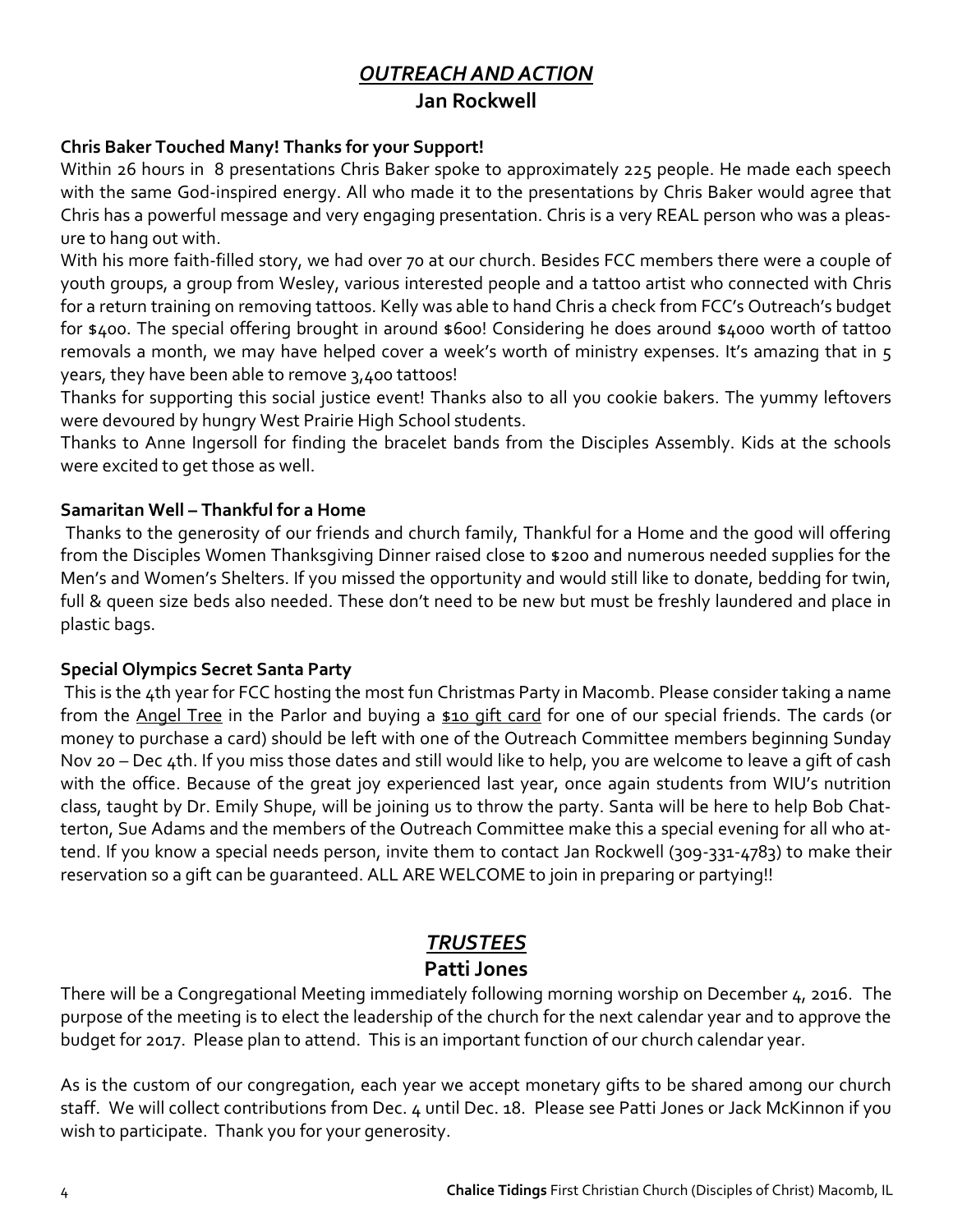## *OUTREACH AND ACTION*

### Jan Rockwell

**Chris Baker Touched Many! Thanks for your Support!**

Within 26 hours in 8 presentations Chris Baker spoke to approximately 225 people. He made each speech with the same God-inspired energy. All who made it to the presentations by Chris Baker would agree that Chris has a powerful message and very engaging presentation. Chris is a very REAL person who was a pleasure to hang out with.

With his more faith-filled story, we had over 70 at our church. Besides FCC members there were a couple of youth groups, a group from Wesley, various interested people and a tattoo artist who connected with Chris for a return training on removing tattoos. Kelly was able to hand Chris a check from FCC's Outreach's budget for $400. The special offering brought in around $600! Considering he does around $4000 worth of tattoo removals a month, we may have helped cover a week's worth of ministry expenses. It's amazing that in 5 years, they have been able to remove 3,400 tattoos!

Thanks for supporting this social justice event! Thanks also to all you cookie bakers. The yummy leftovers were devoured by hungry West Prairie High School students.

Thanks to Anne Ingersoll for finding the bracelet bands from the Disciples Assembly. Kids at the schools were excited to get those as well.

**Samaritan Well – Thankful for a Home**

Thanks to the generosity of our friends and church family, Thankful for a Home and the good will offering from the Disciples Women Thanksgiving Dinner raised close to $200 and numerous needed supplies for the Men's and Women's Shelters. If you missed the opportunity and would still like to donate, bedding for twin, full & queen size beds also needed. These don't need to be new but must be freshly laundered and place in plastic bags.

**Special Olympics Secret Santa Party**

This is the 4th year for FCC hosting the most fun Christmas Party in Macomb. Please consider taking a name from the <u>Angel Tree</u> in the Parlor and buying a <u>$10 gift card</u> for one of our special friends. The cards (or money to purchase a card) should be left with one of the Outreach Committee members beginning Sunday Nov 20 – Dec 4th. If you miss those dates and still would like to help, you are welcome to leave a gift of cash with the office. Because of the great joy experienced last year, once again students from WIU's nutrition class, taught by Dr. Emily Shupe, will be joining us to throw the party. Santa will be here to help Bob Chatterton, Sue Adams and the members of the Outreach Committee make this a special evening for all who attend. If you know a special needs person, invite them to contact Jan Rockwell (309-331-4783) to make their reservation so a gift can be guaranteed. ALL ARE WELCOME to join in preparing or partying!!

## *TRUSTEES*

### Patti Jones

There will be a Congregational Meeting immediately following morning worship on December 4, 2016. The purpose of the meeting is to elect the leadership of the church for the next calendar year and to approve the budget for 2017. Please plan to attend. This is an important function of our church calendar year.

As is the custom of our congregation, each year we accept monetary gifts to be shared among our church staff. We will collect contributions from Dec. 4 until Dec. 18. Please see Patti Jones or Jack McKinnon if you wish to participate. Thank you for your generosity.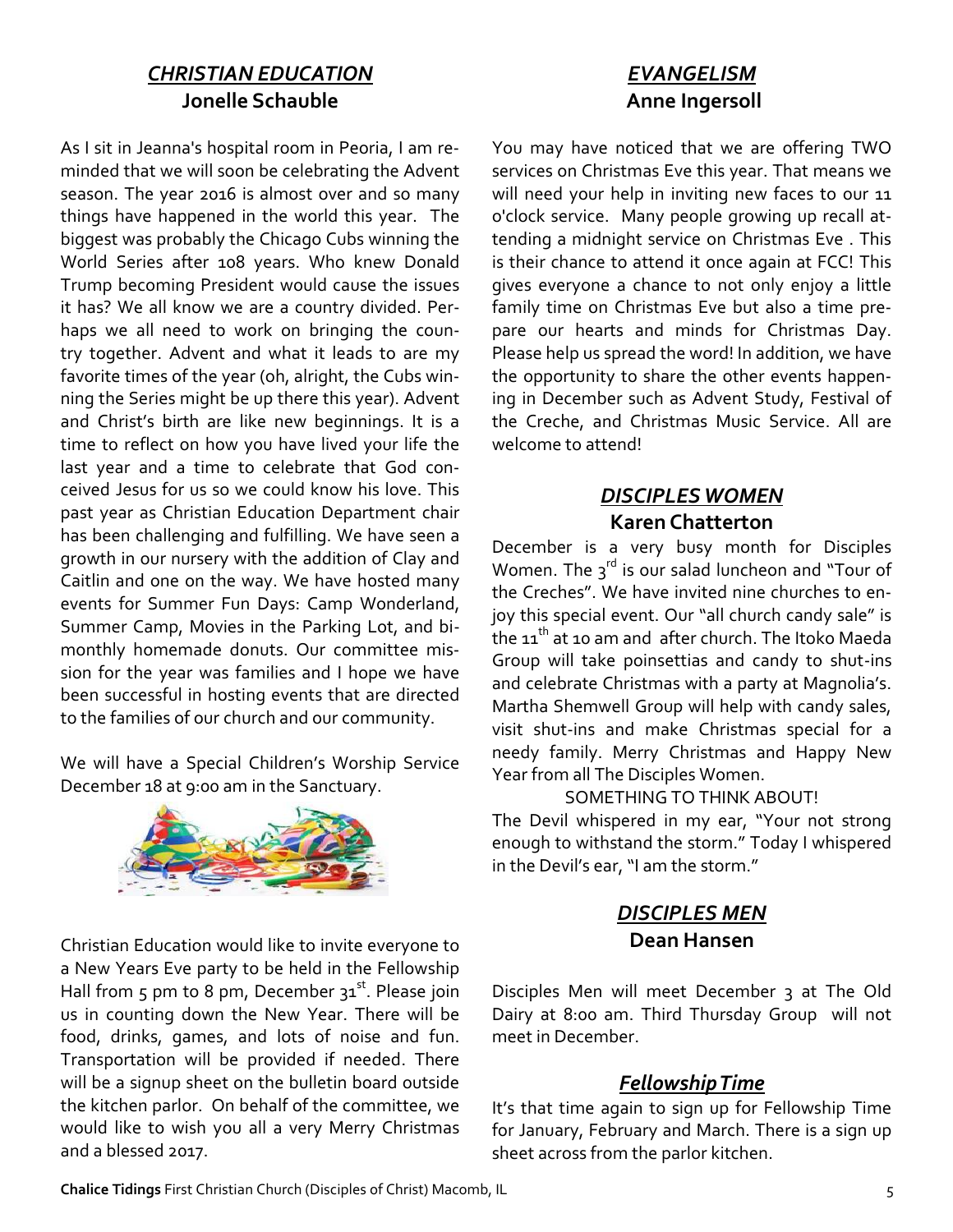## *CHRISTIAN EDUCATION*

**Jonelle Schauble**

As I sit in Jeanna's hospital room in Peoria, I am reminded that we will soon be celebrating the Advent season. The year 2016 is almost over and so many things have happened in the world this year. The biggest was probably the Chicago Cubs winning the World Series after 108 years. Who knew Donald Trump becoming President would cause the issues it has? We all know we are a country divided. Perhaps we all need to work on bringing the country together. Advent and what it leads to are my favorite times of the year (oh, alright, the Cubs winning the Series might be up there this year). Advent and Christ's birth are like new beginnings. It is a time to reflect on how you have lived your life the last year and a time to celebrate that God conceived Jesus for us so we could know his love. This past year as Christian Education Department chair has been challenging and fulfilling. We have seen a growth in our nursery with the addition of Clay and Caitlin and one on the way. We have hosted many events for Summer Fun Days: Camp Wonderland, Summer Camp, Movies in the Parking Lot, and bimonthly homemade donuts. Our committee mission for the year was families and I hope we have been successful in hosting events that are directed to the families of our church and our community.

We will have a Special Children's Worship Service December 18 at 9:00 am in the Sanctuary.

Christian Education would like to invite everyone to a New Years Eve party to be held in the Fellowship Hall from 5 pm to 8 pm, December 31st. Please join us in counting down the New Year. There will be food, drinks, games, and lots of noise and fun. Transportation will be provided if needed. There will be a signup sheet on the bulletin board outside the kitchen parlor. On behalf of the committee, we would like to wish you all a very Merry Christmas and a blessed 2017.

## *EVANGELISM*

**Anne Ingersoll**

You may have noticed that we are offering TWO services on Christmas Eve this year. That means we will need your help in inviting new faces to our 11 o'clock service. Many people growing up recall attending a midnight service on Christmas Eve . This is their chance to attend it once again at FCC! This gives everyone a chance to not only enjoy a little family time on Christmas Eve but also a time prepare our hearts and minds for Christmas Day. Please help us spread the word! In addition, we have the opportunity to share the other events happening in December such as Advent Study, Festival of the Creche, and Christmas Music Service. All are welcome to attend!

## *DISCIPLES WOMEN*

**Karen Chatterton**

December is a very busy month for Disciples Women. The 3rd is our salad luncheon and "Tour of the Creches". We have invited nine churches to enjoy this special event. Our "all church candy sale" is the 11th at 10 am and after church. The Itoko Maeda Group will take poinsettias and candy to shut-ins and celebrate Christmas with a party at Magnolia's. Martha Shemwell Group will help with candy sales, visit shut-ins and make Christmas special for a needy family. Merry Christmas and Happy New Year from all The Disciples Women.

SOMETHING TO THINK ABOUT!

The Devil whispered in my ear, "Your not strong enough to withstand the storm." Today I whispered in the Devil's ear, "I am the storm."

## *DISCIPLES MEN*

**Dean Hansen**

Disciples Men will meet December 3 at The Old Dairy at 8:00 am. Third Thursday Group will not meet in December.

## *Fellowship Time*

It's that time again to sign up for Fellowship Time for January, February and March. There is a sign up sheet across from the parlor kitchen.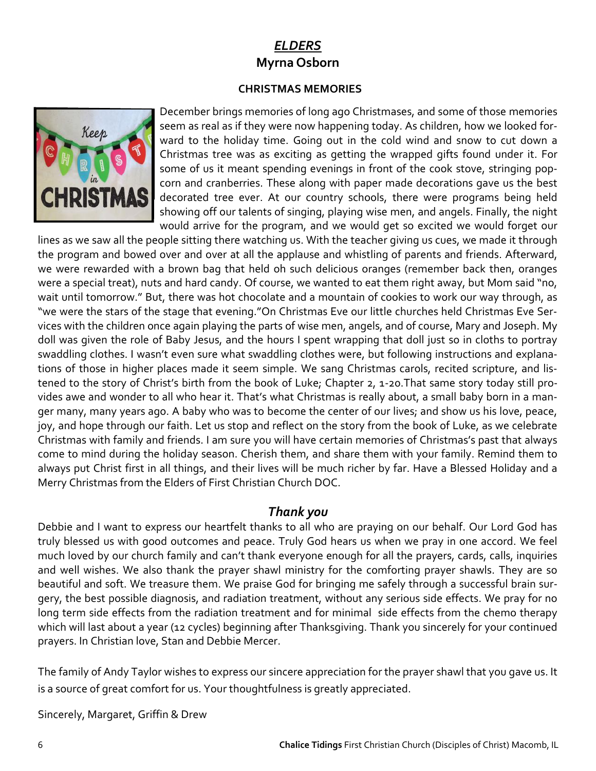## *ELDERS*

### Myrna Osborn

#### CHRISTMAS MEMORIES

December brings memories of long ago Christmases, and some of those memories seem as real as if they were now happening today. As children, how we looked forward to the holiday time. Going out in the cold wind and snow to cut down a Christmas tree was as exciting as getting the wrapped gifts found under it. For some of us it meant spending evenings in front of the cook stove, stringing popcorn and cranberries. These along with paper made decorations gave us the best decorated tree ever. At our country schools, there were programs being held showing off our talents of singing, playing wise men, and angels. Finally, the night would arrive for the program, and we would get so excited we would forget our lines as we saw all the people sitting there watching us. With the teacher giving us cues, we made it through the program and bowed over and over at all the applause and whistling of parents and friends. Afterward, we were rewarded with a brown bag that held oh such delicious oranges (remember back then, oranges were a special treat), nuts and hard candy. Of course, we wanted to eat them right away, but Mom said "no, wait until tomorrow." But, there was hot chocolate and a mountain of cookies to work our way through, as "we were the stars of the stage that evening."On Christmas Eve our little churches held Christmas Eve Services with the children once again playing the parts of wise men, angels, and of course, Mary and Joseph. My doll was given the role of Baby Jesus, and the hours I spent wrapping that doll just so in cloths to portray swaddling clothes. I wasn't even sure what swaddling clothes were, but following instructions and explanations of those in higher places made it seem simple. We sang Christmas carols, recited scripture, and listened to the story of Christ's birth from the book of Luke; Chapter 2, 1-20.That same story today still provides awe and wonder to all who hear it. That's what Christmas is really about, a small baby born in a manger many, many years ago. A baby who was to become the center of our lives; and show us his love, peace, joy, and hope through our faith. Let us stop and reflect on the story from the book of Luke, as we celebrate Christmas with family and friends. I am sure you will have certain memories of Christmas's past that always come to mind during the holiday season. Cherish them, and share them with your family. Remind them to always put Christ first in all things, and their lives will be much richer by far. Have a Blessed Holiday and a Merry Christmas from the Elders of First Christian Church DOC.

## *Thank you*

Debbie and I want to express our heartfelt thanks to all who are praying on our behalf. Our Lord God has truly blessed us with good outcomes and peace. Truly God hears us when we pray in one accord. We feel much loved by our church family and can't thank everyone enough for all the prayers, cards, calls, inquiries and well wishes. We also thank the prayer shawl ministry for the comforting prayer shawls. They are so beautiful and soft. We treasure them. We praise God for bringing me safely through a successful brain surgery, the best possible diagnosis, and radiation treatment, without any serious side effects. We pray for no long term side effects from the radiation treatment and for minimal side effects from the chemo therapy which will last about a year (12 cycles) beginning after Thanksgiving. Thank you sincerely for your continued prayers. In Christian love, Stan and Debbie Mercer.

The family of Andy Taylor wishes to express our sincere appreciation for the prayer shawl that you gave us. It is a source of great comfort for us. Your thoughtfulness is greatly appreciated.

Sincerely, Margaret, Griffin & Drew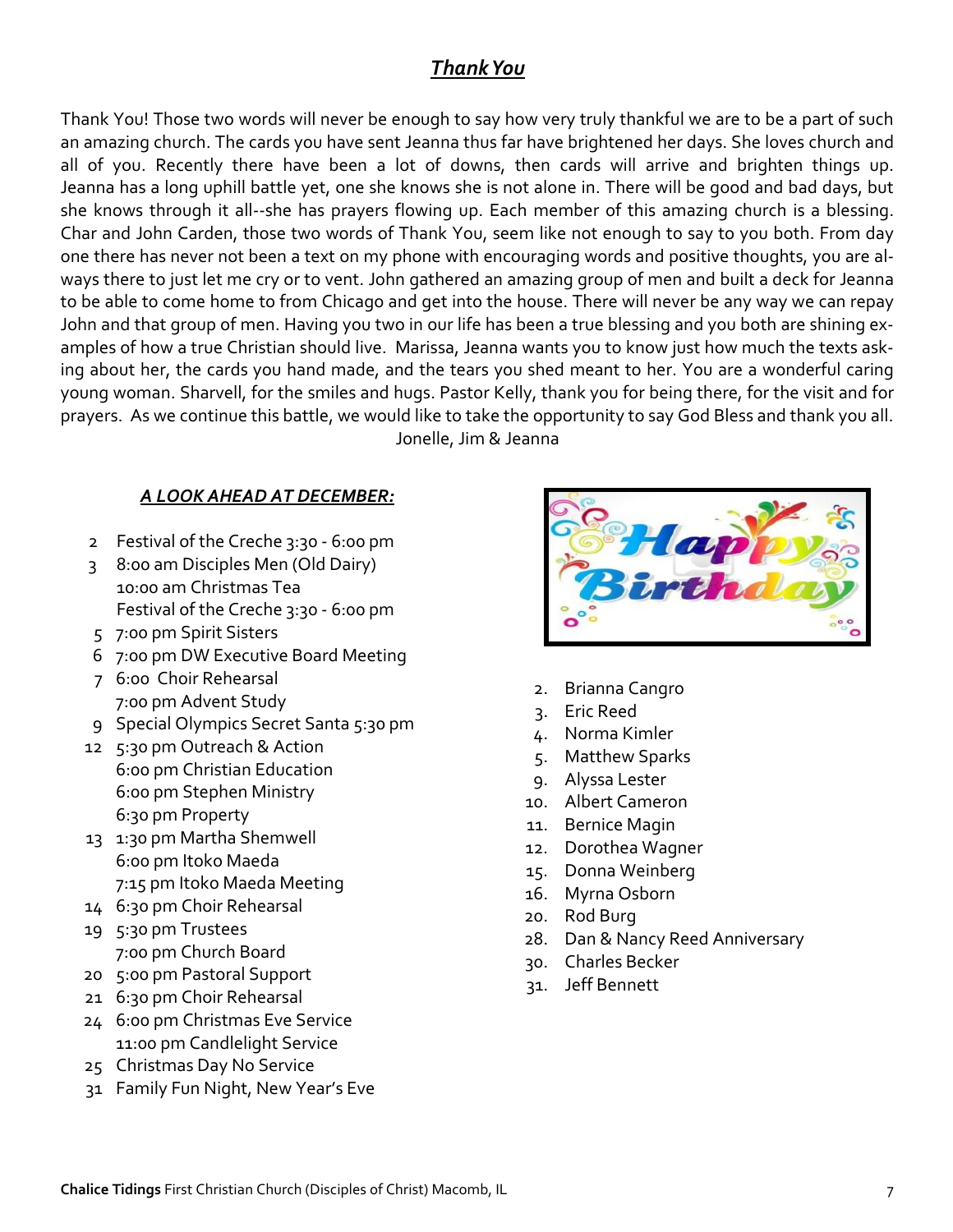## ***Thank You***

Thank You! Those two words will never be enough to say how very truly thankful we are to be a part of such an amazing church. The cards you have sent Jeanna thus far have brightened her days. She loves church and all of you. Recently there have been a lot of downs, then cards will arrive and brighten things up. Jeanna has a long uphill battle yet, one she knows she is not alone in. There will be good and bad days, but she knows through it all--she has prayers flowing up. Each member of this amazing church is a blessing. Char and John Carden, those two words of Thank You, seem like not enough to say to you both. From day one there has never not been a text on my phone with encouraging words and positive thoughts, you are always there to just let me cry or to vent. John gathered an amazing group of men and built a deck for Jeanna to be able to come home to from Chicago and get into the house. There will never be any way we can repay John and that group of men. Having you two in our life has been a true blessing and you both are shining examples of how a true Christian should live. Marissa, Jeanna wants you to know just how much the texts asking about her, the cards you hand made, and the tears you shed meant to her. You are a wonderful caring young woman. Sharvell, for the smiles and hugs. Pastor Kelly, thank you for being there, for the visit and for prayers. As we continue this battle, we would like to take the opportunity to say God Bless and thank you all.

Jonelle, Jim & Jeanna

### ***A LOOK AHEAD AT DECEMBER:***

- 2 Festival of the Creche 3:30 - 6:00 pm
- 3 8:00 am Disciples Men (Old Dairy)
  10:00 am Christmas Tea
  Festival of the Creche 3:30 - 6:00 pm
- 5 7:00 pm Spirit Sisters
- 6 7:00 pm DW Executive Board Meeting
- 7 6:00 Choir Rehearsal
  7:00 pm Advent Study
- 9 Special Olympics Secret Santa 5:30 pm
- 12 5:30 pm Outreach & Action
  6:00 pm Christian Education
  6:00 pm Stephen Ministry
  6:30 pm Property
- 13 1:30 pm Martha Shemwell
  6:00 pm Itoko Maeda
  7:15 pm Itoko Maeda Meeting
- 14 6:30 pm Choir Rehearsal
- 19 5:30 pm Trustees
  7:00 pm Church Board
- 20 5:00 pm Pastoral Support
- 21 6:30 pm Choir Rehearsal
- 24 6:00 pm Christmas Eve Service
  11:00 pm Candlelight Service
- 25 Christmas Day No Service
- 31 Family Fun Night, New Year's Eve

**Happy Birthday**

2. Brianna Cangro
3. Eric Reed
4. Norma Kimler
5. Matthew Sparks
9. Alyssa Lester
10. Albert Cameron
11. Bernice Magin
12. Dorothea Wagner
15. Donna Weinberg
16. Myrna Osborn
20. Rod Burg
28. Dan & Nancy Reed Anniversary
30. Charles Becker
31. Jeff Bennett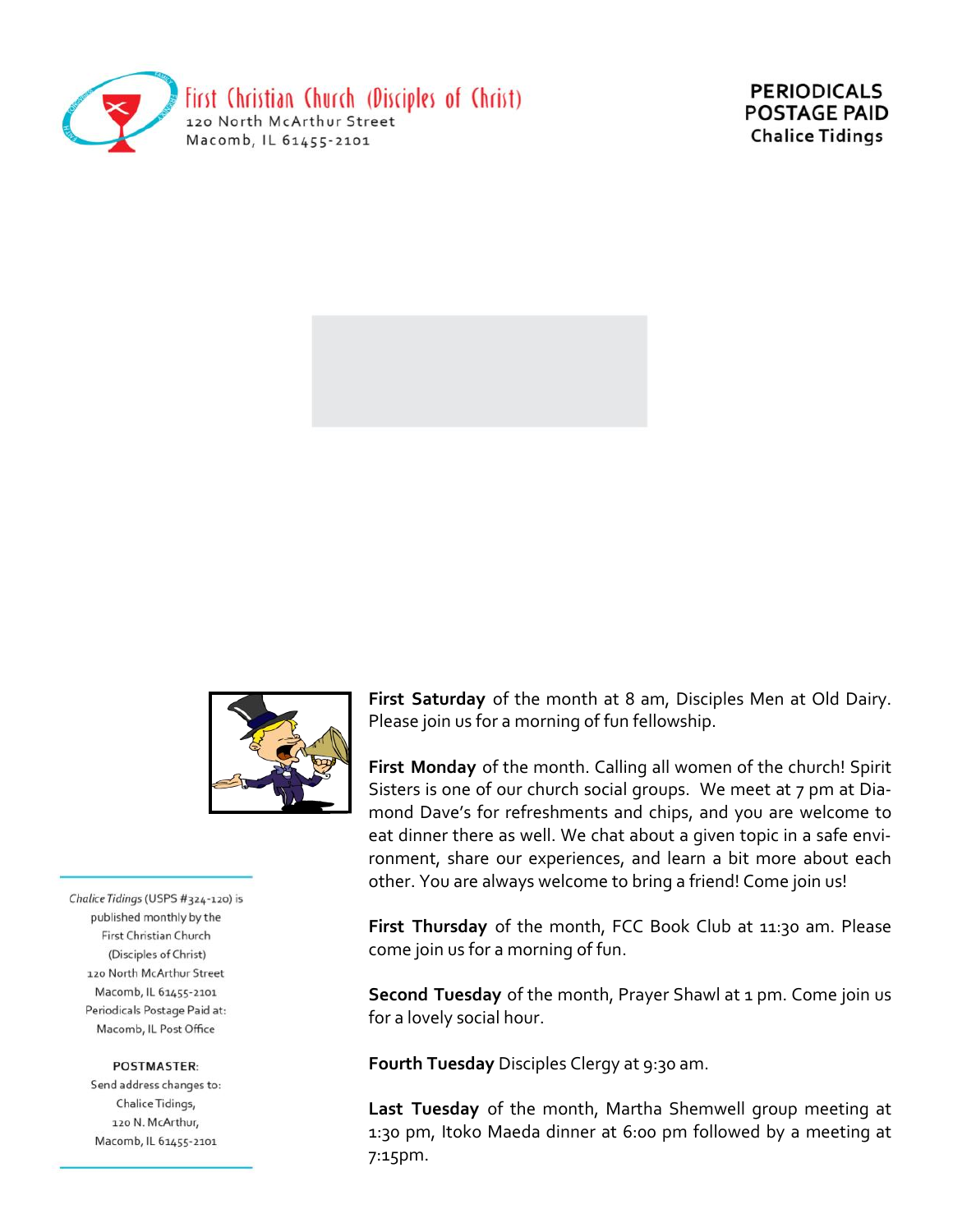First Christian Church (Disciples of Christ)
120 North McArthur Street
Macomb, IL 61455-2101

**PERIODICALS POSTAGE PAID**
**Chalice Tidings**

**First Saturday** of the month at 8 am, Disciples Men at Old Dairy. Please join us for a morning of fun fellowship.

**First Monday** of the month. Calling all women of the church! Spirit Sisters is one of our church social groups. We meet at 7 pm at Diamond Dave's for refreshments and chips, and you are welcome to eat dinner there as well. We chat about a given topic in a safe environment, share our experiences, and learn a bit more about each other. You are always welcome to bring a friend! Come join us!

**First Thursday** of the month, FCC Book Club at 11:30 am. Please come join us for a morning of fun.

**Second Tuesday** of the month, Prayer Shawl at 1 pm. Come join us for a lovely social hour.

**Fourth Tuesday** Disciples Clergy at 9:30 am.

**Last Tuesday** of the month, Martha Shemwell group meeting at 1:30 pm, Itoko Maeda dinner at 6:00 pm followed by a meeting at 7:15pm.

---

*Chalice Tidings* (USPS #324-120) is published monthly by the First Christian Church (Disciples of Christ) 120 North McArthur Street Macomb, IL 61455-2101 Periodicals Postage Paid at: Macomb, IL Post Office

**POSTMASTER:**
Send address changes to:
Chalice Tidings,
120 N. McArthur,
Macomb, IL 61455-2101